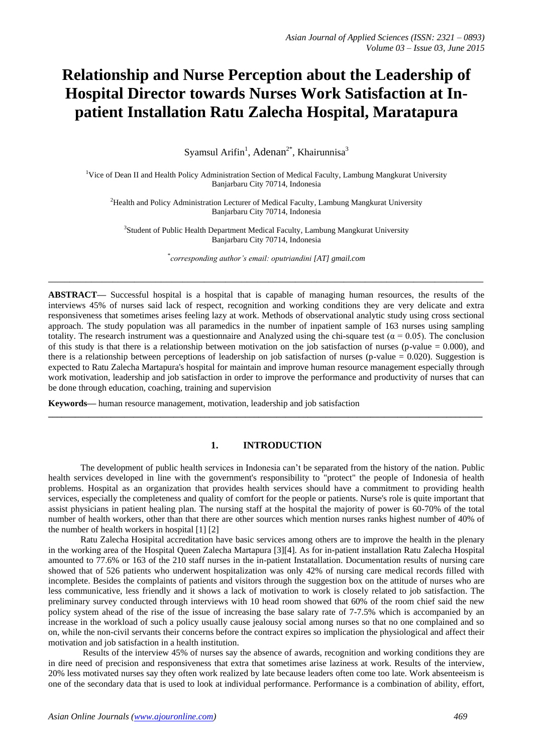# Relationship and Nurse Perception about the Leadership of Hospital Director towards Nurses Work Satisfaction at In-patient Installation Ratu Zalecha Hospital, Maratapura

Syamsul Arifin[1], Adenan[2*], Khairunnisa[3]

[1]Vice of Dean II and Health Policy Administration Section of Medical Faculty, Lambung Mangkurat University Banjarbaru City 70714, Indonesia

[2]Health and Policy Administration Lecturer of Medical Faculty, Lambung Mangkurat University Banjarbaru City 70714, Indonesia

[3]Student of Public Health Department Medical Faculty, Lambung Mangkurat University Banjarbaru City 70714, Indonesia

[*]*corresponding author's email: oputriandini [AT] gmail.com*

---

**ABSTRACT—** Successful hospital is a hospital that is capable of managing human resources, the results of the interviews 45% of nurses said lack of respect, recognition and working conditions they are very delicate and extra responsiveness that sometimes arises feeling lazy at work. Methods of observational analytic study using cross sectional approach. The study population was all paramedics in the number of inpatient sample of 163 nurses using sampling totality. The research instrument was a questionnaire and Analyzed using the chi-square test ($\alpha = 0.05$). The conclusion of this study is that there is a relationship between motivation on the job satisfaction of nurses (p-value = 0.000), and there is a relationship between perceptions of leadership on job satisfaction of nurses (p-value = 0.020). Suggestion is expected to Ratu Zalecha Martapura's hospital for maintain and improve human resource management especially through work motivation, leadership and job satisfaction in order to improve the performance and productivity of nurses that can be done through education, coaching, training and supervision

**Keywords—** human resource management, motivation, leadership and job satisfaction

---

## 1. INTRODUCTION

The development of public health services in Indonesia can't be separated from the history of the nation. Public health services developed in line with the government's responsibility to "protect" the people of Indonesia of health problems. Hospital as an organization that provides health services should have a commitment to providing health services, especially the completeness and quality of comfort for the people or patients. Nurse's role is quite important that assist physicians in patient healing plan. The nursing staff at the hospital the majority of power is 60-70% of the total number of health workers, other than that there are other sources which mention nurses ranks highest number of 40% of the number of health workers in hospital [1] [2]

Ratu Zalecha Hospital accreditation have basic services among others are to improve the health in the plenary in the working area of the Hospital Queen Zalecha Martapura [3][4]. As for in-patient installation Ratu Zalecha Hospital amounted to 77.6% or 163 of the 210 staff nurses in the in-patient Instatallation. Documentation results of nursing care showed that of 526 patients who underwent hospitalization was only 42% of nursing care medical records filled with incomplete. Besides the complaints of patients and visitors through the suggestion box on the attitude of nurses who are less communicative, less friendly and it shows a lack of motivation to work is closely related to job satisfaction. The preliminary survey conducted through interviews with 10 head room showed that 60% of the room chief said the new policy system ahead of the rise of the issue of increasing the base salary rate of 7-7.5% which is accompanied by an increase in the workload of such a policy usually cause jealousy social among nurses so that no one complained and so on, while the non-civil servants their concerns before the contract expires so implication the physiological and affect their motivation and job satisfaction in a health institution.

Results of the interview 45% of nurses say the absence of awards, recognition and working conditions they are in dire need of precision and responsiveness that extra that sometimes arise laziness at work. Results of the interview, 20% less motivated nurses say they often work realized by late because leaders often come too late. Work absenteeism is one of the secondary data that is used to look at individual performance. Performance is a combination of ability, effort,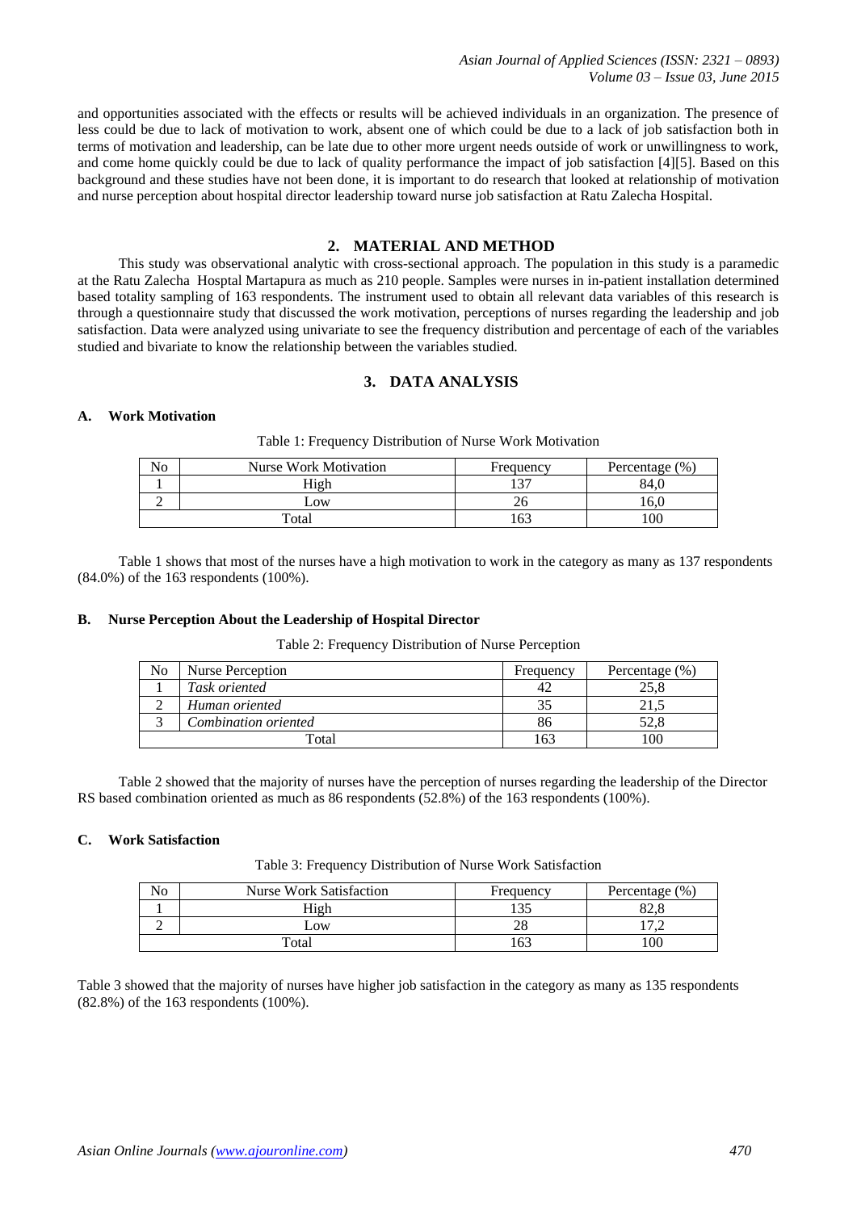and opportunities associated with the effects or results will be achieved individuals in an organization. The presence of less could be due to lack of motivation to work, absent one of which could be due to a lack of job satisfaction both in terms of motivation and leadership, can be late due to other more urgent needs outside of work or unwillingness to work, and come home quickly could be due to lack of quality performance the impact of job satisfaction [4][5]. Based on this background and these studies have not been done, it is important to do research that looked at relationship of motivation and nurse perception about hospital director leadership toward nurse job satisfaction at Ratu Zalecha Hospital.

## 2. MATERIAL AND METHOD

This study was observational analytic with cross-sectional approach. The population in this study is a paramedic at the Ratu Zalecha Hosptal Martapura as much as 210 people. Samples were nurses in in-patient installation determined based totality sampling of 163 respondents. The instrument used to obtain all relevant data variables of this research is through a questionnaire study that discussed the work motivation, perceptions of nurses regarding the leadership and job satisfaction. Data were analyzed using univariate to see the frequency distribution and percentage of each of the variables studied and bivariate to know the relationship between the variables studied.

## 3. DATA ANALYSIS

### A. Work Motivation

Table 1: Frequency Distribution of Nurse Work Motivation

| No | Nurse Work Motivation | Frequency | Percentage (%) |
|---|---|---|---|
| 1 | High | 137 | 84,0 |
| 2 | Low | 26 | 16,0 |
| Total | | 163 | 100 |

Table 1 shows that most of the nurses have a high motivation to work in the category as many as 137 respondents (84.0%) of the 163 respondents (100%).

### B. Nurse Perception About the Leadership of Hospital Director

Table 2: Frequency Distribution of Nurse Perception

| No | Nurse Perception | Frequency | Percentage (%) |
|---|---|---|---|
| 1 | *Task oriented* | 42 | 25,8 |
| 2 | *Human oriented* | 35 | 21,5 |
| 3 | *Combination oriented* | 86 | 52,8 |
| Total | | 163 | 100 |

Table 2 showed that the majority of nurses have the perception of nurses regarding the leadership of the Director RS based combination oriented as much as 86 respondents (52.8%) of the 163 respondents (100%).

### C. Work Satisfaction

Table 3: Frequency Distribution of Nurse Work Satisfaction

| No | Nurse Work Satisfaction | Frequency | Percentage (%) |
|---|---|---|---|
| 1 | High | 135 | 82,8 |
| 2 | Low | 28 | 17,2 |
| Total | | 163 | 100 |

Table 3 showed that the majority of nurses have higher job satisfaction in the category as many as 135 respondents (82.8%) of the 163 respondents (100%).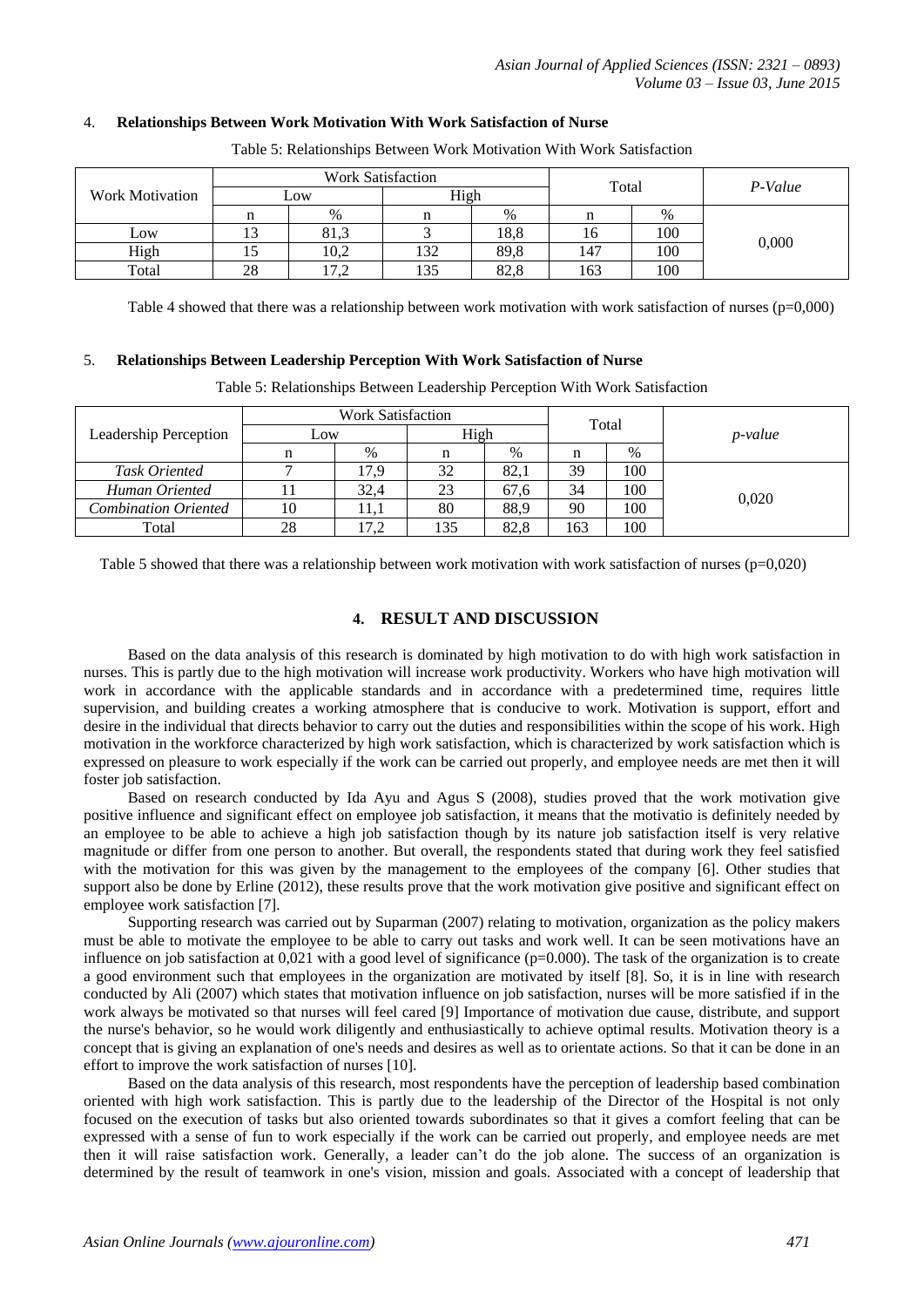4. **Relationships Between Work Motivation With Work Satisfaction of Nurse**

Table 5: Relationships Between Work Motivation With Work Satisfaction

| Work Motivation | Work Satisfaction | | | | Total | | *P-Value* |
|---|---|---|---|---|---|---|---|
| | Low | | High | | | | |
| | n | % | n | % | n | % | |
| Low | 13 | 81,3 | 3 | 18,8 | 16 | 100 | 0,000 |
| High | 15 | 10,2 | 132 | 89,8 | 147 | 100 | |
| Total | 28 | 17,2 | 135 | 82,8 | 163 | 100 | |

Table 4 showed that there was a relationship between work motivation with work satisfaction of nurses (p=0,000)

5. **Relationships Between Leadership Perception With Work Satisfaction of Nurse**

Table 5: Relationships Between Leadership Perception With Work Satisfaction

| Leadership Perception | Work Satisfaction | | | | Total | | *p-value* |
|---|---|---|---|---|---|---|---|
| | Low | | High | | | | |
| | n | % | n | % | n | % | |
| *Task Oriented* | 7 | 17,9 | 32 | 82,1 | 39 | 100 | 0,020 |
| *Human Oriented* | 11 | 32,4 | 23 | 67,6 | 34 | 100 | |
| *Combination Oriented* | 10 | 11,1 | 80 | 88,9 | 90 | 100 | |
| Total | 28 | 17,2 | 135 | 82,8 | 163 | 100 | |

Table 5 showed that there was a relationship between work motivation with work satisfaction of nurses (p=0,020)

## 4. RESULT AND DISCUSSION

Based on the data analysis of this research is dominated by high motivation to do with high work satisfaction in nurses. This is partly due to the high motivation will increase work productivity. Workers who have high motivation will work in accordance with the applicable standards and in accordance with a predetermined time, requires little supervision, and building creates a working atmosphere that is conducive to work. Motivation is support, effort and desire in the individual that directs behavior to carry out the duties and responsibilities within the scope of his work. High motivation in the workforce characterized by high work satisfaction, which is characterized by work satisfaction which is expressed on pleasure to work especially if the work can be carried out properly, and employee needs are met then it will foster job satisfaction.

Based on research conducted by Ida Ayu and Agus S (2008), studies proved that the work motivation give positive influence and significant effect on employee job satisfaction, it means that the motivatio is definitely needed by an employee to be able to achieve a high job satisfaction though by its nature job satisfaction itself is very relative magnitude or differ from one person to another. But overall, the respondents stated that during work they feel satisfied with the motivation for this was given by the management to the employees of the company [6]. Other studies that support also be done by Erline (2012), these results prove that the work motivation give positive and significant effect on employee work satisfaction [7].

Supporting research was carried out by Suparman (2007) relating to motivation, organization as the policy makers must be able to motivate the employee to be able to carry out tasks and work well. It can be seen motivations have an influence on job satisfaction at 0,021 with a good level of significance (p=0.000). The task of the organization is to create a good environment such that employees in the organization are motivated by itself [8]. So, it is in line with research conducted by Ali (2007) which states that motivation influence on job satisfaction, nurses will be more satisfied if in the work always be motivated so that nurses will feel cared [9] Importance of motivation due cause, distribute, and support the nurse's behavior, so he would work diligently and enthusiastically to achieve optimal results. Motivation theory is a concept that is giving an explanation of one's needs and desires as well as to orientate actions. So that it can be done in an effort to improve the work satisfaction of nurses [10].

Based on the data analysis of this research, most respondents have the perception of leadership based combination oriented with high work satisfaction. This is partly due to the leadership of the Director of the Hospital is not only focused on the execution of tasks but also oriented towards subordinates so that it gives a comfort feeling that can be expressed with a sense of fun to work especially if the work can be carried out properly, and employee needs are met then it will raise satisfaction work. Generally, a leader can't do the job alone. The success of an organization is determined by the result of teamwork in one's vision, mission and goals. Associated with a concept of leadership that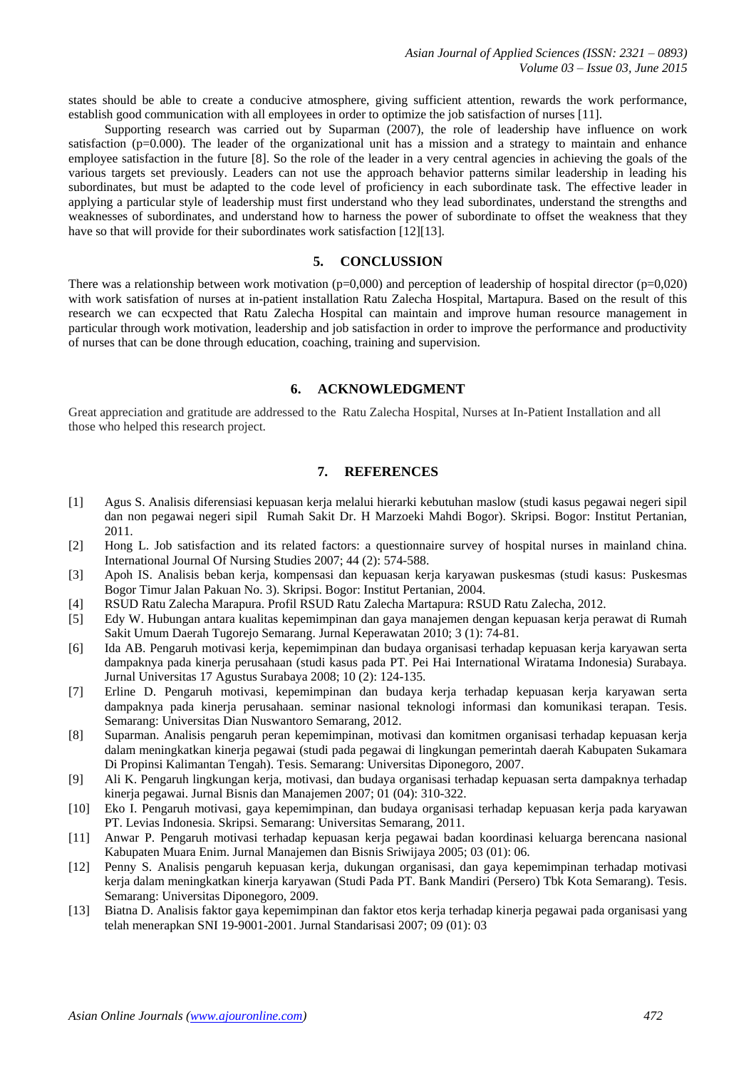states should be able to create a conducive atmosphere, giving sufficient attention, rewards the work performance, establish good communication with all employees in order to optimize the job satisfaction of nurses [11].

Supporting research was carried out by Suparman (2007), the role of leadership have influence on work satisfaction (p=0.000). The leader of the organizational unit has a mission and a strategy to maintain and enhance employee satisfaction in the future [8]. So the role of the leader in a very central agencies in achieving the goals of the various targets set previously. Leaders can not use the approach behavior patterns similar leadership in leading his subordinates, but must be adapted to the code level of proficiency in each subordinate task. The effective leader in applying a particular style of leadership must first understand who they lead subordinates, understand the strengths and weaknesses of subordinates, and understand how to harness the power of subordinate to offset the weakness that they have so that will provide for their subordinates work satisfaction [12][13].

## 5. CONCLUSSION

There was a relationship between work motivation (p=0,000) and perception of leadership of hospital director (p=0,020) with work satisfation of nurses at in-patient installation Ratu Zalecha Hospital, Martapura. Based on the result of this research we can ecxpected that Ratu Zalecha Hospital can maintain and improve human resource management in particular through work motivation, leadership and job satisfaction in order to improve the performance and productivity of nurses that can be done through education, coaching, training and supervision.

## 6. ACKNOWLEDGMENT

Great appreciation and gratitude are addressed to the Ratu Zalecha Hospital, Nurses at In-Patient Installation and all those who helped this research project.

## 7. REFERENCES

[1] Agus S. Analisis diferensiasi kepuasan kerja melalui hierarki kebutuhan maslow (studi kasus pegawai negeri sipil dan non pegawai negeri sipil Rumah Sakit Dr. H Marzoeki Mahdi Bogor). Skripsi. Bogor: Institut Pertanian, 2011.

[2] Hong L. Job satisfaction and its related factors: a questionnaire survey of hospital nurses in mainland china. International Journal Of Nursing Studies 2007; 44 (2): 574-588.

[3] Apoh IS. Analisis beban kerja, kompensasi dan kepuasan kerja karyawan puskesmas (studi kasus: Puskesmas Bogor Timur Jalan Pakuan No. 3). Skripsi. Bogor: Institut Pertanian, 2004.

[4] RSUD Ratu Zalecha Marapura. Profil RSUD Ratu Zalecha Martapura: RSUD Ratu Zalecha, 2012.

[5] Edy W. Hubungan antara kualitas kepemimpinan dan gaya manajemen dengan kepuasan kerja perawat di Rumah Sakit Umum Daerah Tugorejo Semarang. Jurnal Keperawatan 2010; 3 (1): 74-81.

[6] Ida AB. Pengaruh motivasi kerja, kepemimpinan dan budaya organisasi terhadap kepuasan kerja karyawan serta dampaknya pada kinerja perusahaan (studi kasus pada PT. Pei Hai International Wiratama Indonesia) Surabaya. Jurnal Universitas 17 Agustus Surabaya 2008; 10 (2): 124-135.

[7] Erline D. Pengaruh motivasi, kepemimpinan dan budaya kerja terhadap kepuasan kerja karyawan serta dampaknya pada kinerja perusahaan. seminar nasional teknologi informasi dan komunikasi terapan. Tesis. Semarang: Universitas Dian Nuswantoro Semarang, 2012.

[8] Suparman. Analisis pengaruh peran kepemimpinan, motivasi dan komitmen organisasi terhadap kepuasan kerja dalam meningkatkan kinerja pegawai (studi pada pegawai di lingkungan pemerintah daerah Kabupaten Sukamara Di Propinsi Kalimantan Tengah). Tesis. Semarang: Universitas Diponegoro, 2007.

[9] Ali K. Pengaruh lingkungan kerja, motivasi, dan budaya organisasi terhadap kepuasan serta dampaknya terhadap kinerja pegawai. Jurnal Bisnis dan Manajemen 2007; 01 (04): 310-322.

[10] Eko I. Pengaruh motivasi, gaya kepemimpinan, dan budaya organisasi terhadap kepuasan kerja pada karyawan PT. Levias Indonesia. Skripsi. Semarang: Universitas Semarang, 2011.

[11] Anwar P. Pengaruh motivasi terhadap kepuasan kerja pegawai badan koordinasi keluarga berencana nasional Kabupaten Muara Enim. Jurnal Manajemen dan Bisnis Sriwijaya 2005; 03 (01): 06.

[12] Penny S. Analisis pengaruh kepuasan kerja, dukungan organisasi, dan gaya kepemimpinan terhadap motivasi kerja dalam meningkatkan kinerja karyawan (Studi Pada PT. Bank Mandiri (Persero) Tbk Kota Semarang). Tesis. Semarang: Universitas Diponegoro, 2009.

[13] Biatna D. Analisis faktor gaya kepemimpinan dan faktor etos kerja terhadap kinerja pegawai pada organisasi yang telah menerapkan SNI 19-9001-2001. Jurnal Standarisasi 2007; 09 (01): 03